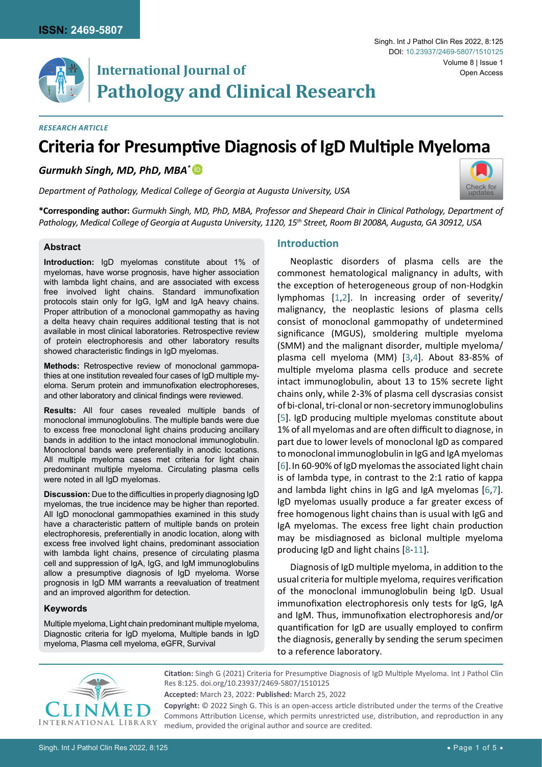*RESEARCH ARTICLE*

# Criteria for Presumptive Diagnosis of IgD Multiple Myeloma

***Gurmukh Singh, MD, PhD, MBA\****

*Department of Pathology, Medical College of Georgia at Augusta University, USA*

**\*Corresponding author:** *Gurmukh Singh, MD, PhD, MBA, Professor and Shepeard Chair in Clinical Pathology, Department of Pathology, Medical College of Georgia at Augusta University, 1120, 15th Street, Room BI 2008A, Augusta, GA 30912, USA*

## Abstract

**Introduction:** IgD myelomas constitute about 1% of myelomas, have worse prognosis, have higher association with lambda light chains, and are associated with excess free involved light chains. Standard immunofixation protocols stain only for IgG, IgM and IgA heavy chains. Proper attribution of a monoclonal gammopathy as having a delta heavy chain requires additional testing that is not available in most clinical laboratories. Retrospective review of protein electrophoresis and other laboratory results showed characteristic findings in IgD myelomas.

**Methods:** Retrospective review of monoclonal gammopathies at one institution revealed four cases of IgD multiple myeloma. Serum protein and immunofixation electrophoreses, and other laboratory and clinical findings were reviewed.

**Results:** All four cases revealed multiple bands of monoclonal immunoglobulins. The multiple bands were due to excess free monoclonal light chains producing ancillary bands in addition to the intact monoclonal immunoglobulin. Monoclonal bands were preferentially in anodic locations. All multiple myeloma cases met criteria for light chain predominant multiple myeloma. Circulating plasma cells were noted in all IgD myelomas.

**Discussion:** Due to the difficulties in properly diagnosing IgD myelomas, the true incidence may be higher than reported. All IgD monoclonal gammopathies examined in this study have a characteristic pattern of multiple bands on protein electrophoresis, preferentially in anodic location, along with excess free involved light chains, predominant association with lambda light chains, presence of circulating plasma cell and suppression of IgA, IgG, and IgM immunoglobulins allow a presumptive diagnosis of IgD myeloma. Worse prognosis in IgD MM warrants a reevaluation of treatment and an improved algorithm for detection.

### Keywords

Multiple myeloma, Light chain predominant multiple myeloma, Diagnostic criteria for IgD myeloma, Multiple bands in IgD myeloma, Plasma cell myeloma, eGFR, Survival

## Introduction

Neoplastic disorders of plasma cells are the commonest hematological malignancy in adults, with the exception of heterogeneous group of non-Hodgkin lymphomas [1,2]. In increasing order of severity/malignancy, the neoplastic lesions of plasma cells consist of monoclonal gammopathy of undetermined significance (MGUS), smoldering multiple myeloma (SMM) and the malignant disorder, multiple myeloma/plasma cell myeloma (MM) [3,4]. About 83-85% of multiple myeloma plasma cells produce and secrete intact immunoglobulin, about 13 to 15% secrete light chains only, while 2-3% of plasma cell dyscrasias consist of bi-clonal, tri-clonal or non-secretory immunoglobulins [5]. IgD producing multiple myelomas constitute about 1% of all myelomas and are often difficult to diagnose, in part due to lower levels of monoclonal IgD as compared to monoclonal immunoglobulin in IgG and IgA myelomas [6]. In 60-90% of IgD myelomas the associated light chain is of lambda type, in contrast to the 2:1 ratio of kappa and lambda light chins in IgG and IgA myelomas [6,7]. IgD myelomas usually produce a far greater excess of free homogenous light chains than is usual with IgG and IgA myelomas. The excess free light chain production may be misdiagnosed as biclonal multiple myeloma producing IgD and light chains [8-11].

Diagnosis of IgD multiple myeloma, in addition to the usual criteria for multiple myeloma, requires verification of the monoclonal immunoglobulin being IgD. Usual immunofixation electrophoresis only tests for IgG, IgA and IgM. Thus, immunofixation electrophoresis and/or quantification for IgD are usually employed to confirm the diagnosis, generally by sending the serum specimen to a reference laboratory.

**Citation:** Singh G (2021) Criteria for Presumptive Diagnosis of IgD Multiple Myeloma. Int J Pathol Clin Res 8:125. doi.org/10.23937/2469-5807/1510125

**Accepted:** March 23, 2022: **Published:** March 25, 2022

**Copyright:** © 2022 Singh G. This is an open-access article distributed under the terms of the Creative Commons Attribution License, which permits unrestricted use, distribution, and reproduction in any medium, provided the original author and source are credited.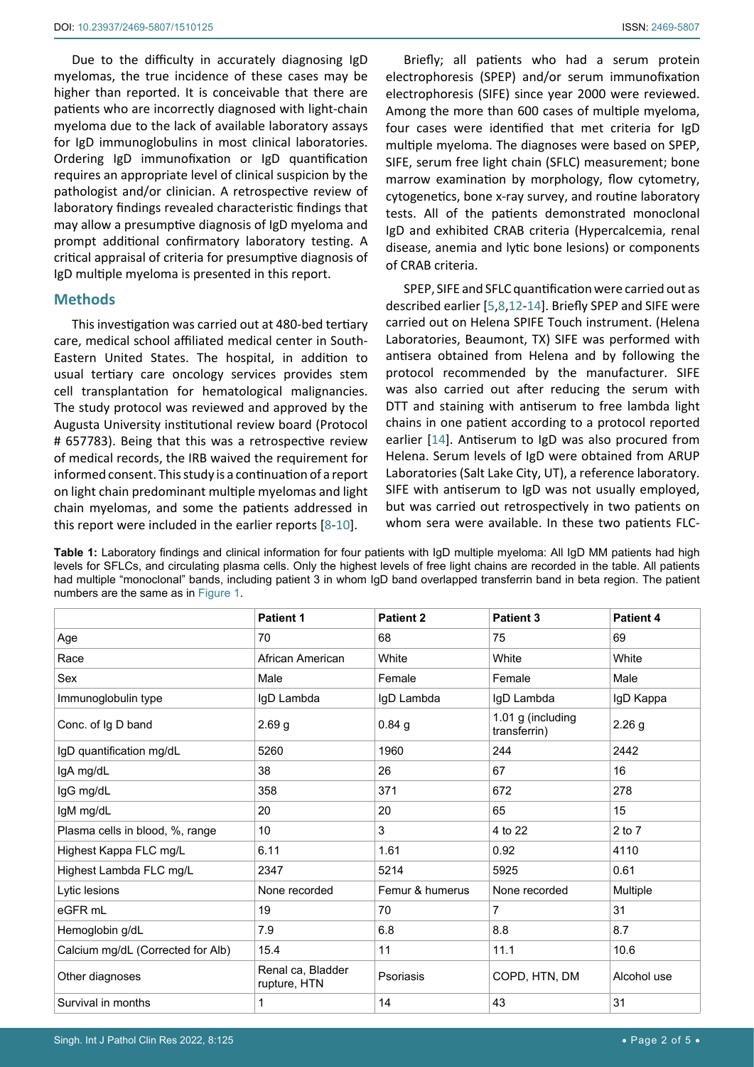Due to the difficulty in accurately diagnosing IgD myelomas, the true incidence of these cases may be higher than reported. It is conceivable that there are patients who are incorrectly diagnosed with light-chain myeloma due to the lack of available laboratory assays for IgD immunoglobulins in most clinical laboratories. Ordering IgD immunofixation or IgD quantification requires an appropriate level of clinical suspicion by the pathologist and/or clinician. A retrospective review of laboratory findings revealed characteristic findings that may allow a presumptive diagnosis of IgD myeloma and prompt additional confirmatory laboratory testing. A critical appraisal of criteria for presumptive diagnosis of IgD multiple myeloma is presented in this report.

## Methods

This investigation was carried out at 480-bed tertiary care, medical school affiliated medical center in South-Eastern United States. The hospital, in addition to usual tertiary care oncology services provides stem cell transplantation for hematological malignancies. The study protocol was reviewed and approved by the Augusta University institutional review board (Protocol # 657783). Being that this was a retrospective review of medical records, the IRB waived the requirement for informed consent. This study is a continuation of a report on light chain predominant multiple myelomas and light chain myelomas, and some the patients addressed in this report were included in the earlier reports [8-10].

Briefly; all patients who had a serum protein electrophoresis (SPEP) and/or serum immunofixation electrophoresis (SIFE) since year 2000 were reviewed. Among the more than 600 cases of multiple myeloma, four cases were identified that met criteria for IgD multiple myeloma. The diagnoses were based on SPEP, SIFE, serum free light chain (SFLC) measurement; bone marrow examination by morphology, flow cytometry, cytogenetics, bone x-ray survey, and routine laboratory tests. All of the patients demonstrated monoclonal IgD and exhibited CRAB criteria (Hypercalcemia, renal disease, anemia and lytic bone lesions) or components of CRAB criteria.

SPEP, SIFE and SFLC quantification were carried out as described earlier [5,8,12-14]. Briefly SPEP and SIFE were carried out on Helena SPIFE Touch instrument. (Helena Laboratories, Beaumont, TX) SIFE was performed with antisera obtained from Helena and by following the protocol recommended by the manufacturer. SIFE was also carried out after reducing the serum with DTT and staining with antiserum to free lambda light chains in one patient according to a protocol reported earlier [14]. Antiserum to IgD was also procured from Helena. Serum levels of IgD were obtained from ARUP Laboratories (Salt Lake City, UT), a reference laboratory. SIFE with antiserum to IgD was not usually employed, but was carried out retrospectively in two patients on whom sera were available. In these two patients FLC-

**Table 1:** Laboratory findings and clinical information for four patients with IgD multiple myeloma: All IgD MM patients had high levels for SFLCs, and circulating plasma cells. Only the highest levels of free light chains are recorded in the table. All patients had multiple "monoclonal" bands, including patient 3 in whom IgD band overlapped transferrin band in beta region. The patient numbers are the same as in Figure 1.

| | Patient 1 | Patient 2 | Patient 3 | Patient 4 |
|---|---|---|---|---|
| Age | 70 | 68 | 75 | 69 |
| Race | African American | White | White | White |
| Sex | Male | Female | Female | Male |
| Immunoglobulin type | IgD Lambda | IgD Lambda | IgD Lambda | IgD Kappa |
| Conc. of Ig D band | 2.69 g | 0.84 g | 1.01 g (including transferrin) | 2.26 g |
| IgD quantification mg/dL | 5260 | 1960 | 244 | 2442 |
| IgA mg/dL | 38 | 26 | 67 | 16 |
| IgG mg/dL | 358 | 371 | 672 | 278 |
| IgM mg/dL | 20 | 20 | 65 | 15 |
| Plasma cells in blood, %, range | 10 | 3 | 4 to 22 | 2 to 7 |
| Highest Kappa FLC mg/L | 6.11 | 1.61 | 0.92 | 4110 |
| Highest Lambda FLC mg/L | 2347 | 5214 | 5925 | 0.61 |
| Lytic lesions | None recorded | Femur & humerus | None recorded | Multiple |
| eGFR mL | 19 | 70 | 7 | 31 |
| Hemoglobin g/dL | 7.9 | 6.8 | 8.8 | 8.7 |
| Calcium mg/dL (Corrected for Alb) | 15.4 | 11 | 11.1 | 10.6 |
| Other diagnoses | Renal ca, Bladder rupture, HTN | Psoriasis | COPD, HTN, DM | Alcohol use |
| Survival in months | 1 | 14 | 43 | 31 |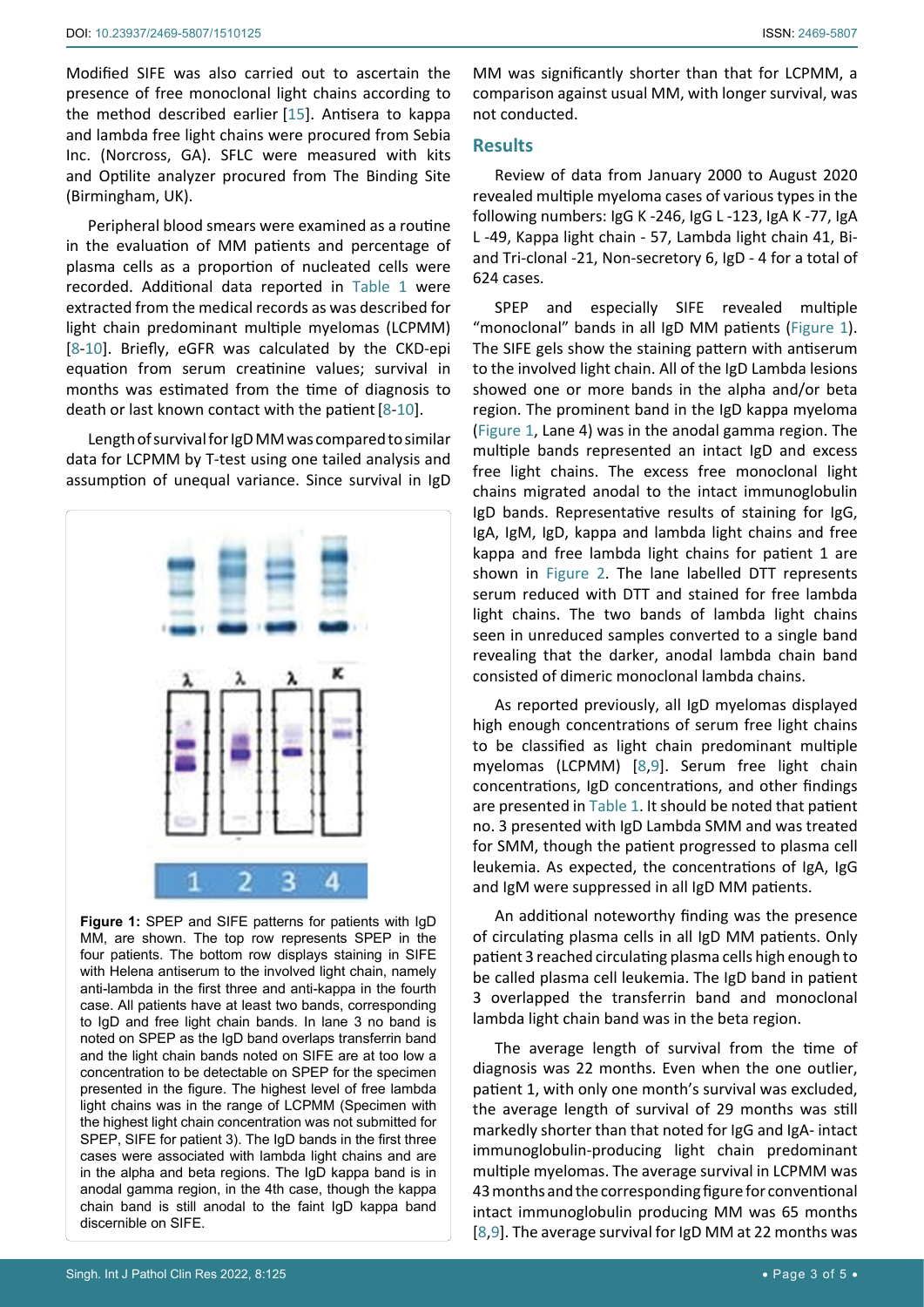Modified SIFE was also carried out to ascertain the presence of free monoclonal light chains according to the method described earlier [15]. Antisera to kappa and lambda free light chains were procured from Sebia Inc. (Norcross, GA). SFLC were measured with kits and Optilite analyzer procured from The Binding Site (Birmingham, UK).

Peripheral blood smears were examined as a routine in the evaluation of MM patients and percentage of plasma cells as a proportion of nucleated cells were recorded. Additional data reported in Table 1 were extracted from the medical records as was described for light chain predominant multiple myelomas (LCPMM) [8-10]. Briefly, eGFR was calculated by the CKD-epi equation from serum creatinine values; survival in months was estimated from the time of diagnosis to death or last known contact with the patient [8-10].

Length of survival for IgD MM was compared to similar data for LCPMM by T-test using one tailed analysis and assumption of unequal variance. Since survival in IgD MM was significantly shorter than that for LCPMM, a comparison against usual MM, with longer survival, was not conducted.

**Figure 1:** SPEP and SIFE patterns for patients with IgD MM, are shown. The top row represents SPEP in the four patients. The bottom row displays staining in SIFE with Helena antiserum to the involved light chain, namely anti-lambda in the first three and anti-kappa in the fourth case. All patients have at least two bands, corresponding to IgD and free light chain bands. In lane 3 no band is noted on SPEP as the IgD band overlaps transferrin band and the light chain bands noted on SIFE are at too low a concentration to be detectable on SPEP for the specimen presented in the figure. The highest level of free lambda light chains was in the range of LCPMM (Specimen with the highest light chain concentration was not submitted for SPEP, SIFE for patient 3). The IgD bands in the first three cases were associated with lambda light chains and are in the alpha and beta regions. The IgD kappa band is in anodal gamma region, in the 4th case, though the kappa chain band is still anodal to the faint IgD kappa band discernible on SIFE.

## Results

Review of data from January 2000 to August 2020 revealed multiple myeloma cases of various types in the following numbers: IgG K -246, IgG L -123, IgA K -77, IgA L -49, Kappa light chain - 57, Lambda light chain 41, Bi-and Tri-clonal -21, Non-secretory 6, IgD - 4 for a total of 624 cases.

SPEP and especially SIFE revealed multiple "monoclonal" bands in all IgD MM patients (Figure 1). The SIFE gels show the staining pattern with antiserum to the involved light chain. All of the IgD Lambda lesions showed one or more bands in the alpha and/or beta region. The prominent band in the IgD kappa myeloma (Figure 1, Lane 4) was in the anodal gamma region. The multiple bands represented an intact IgD and excess free light chains. The excess free monoclonal light chains migrated anodal to the intact immunoglobulin IgD bands. Representative results of staining for IgG, IgA, IgM, IgD, kappa and lambda light chains and free kappa and free lambda light chains for patient 1 are shown in Figure 2. The lane labelled DTT represents serum reduced with DTT and stained for free lambda light chains. The two bands of lambda light chains seen in unreduced samples converted to a single band revealing that the darker, anodal lambda chain band consisted of dimeric monoclonal lambda chains.

As reported previously, all IgD myelomas displayed high enough concentrations of serum free light chains to be classified as light chain predominant multiple myelomas (LCPMM) [8,9]. Serum free light chain concentrations, IgD concentrations, and other findings are presented in Table 1. It should be noted that patient no. 3 presented with IgD Lambda SMM and was treated for SMM, though the patient progressed to plasma cell leukemia. As expected, the concentrations of IgA, IgG and IgM were suppressed in all IgD MM patients.

An additional noteworthy finding was the presence of circulating plasma cells in all IgD MM patients. Only patient 3 reached circulating plasma cells high enough to be called plasma cell leukemia. The IgD band in patient 3 overlapped the transferrin band and monoclonal lambda light chain band was in the beta region.

The average length of survival from the time of diagnosis was 22 months. Even when the one outlier, patient 1, with only one month's survival was excluded, the average length of survival of 29 months was still markedly shorter than that noted for IgG and IgA- intact immunoglobulin-producing light chain predominant multiple myelomas. The average survival in LCPMM was 43 months and the corresponding figure for conventional intact immunoglobulin producing MM was 65 months [8,9]. The average survival for IgD MM at 22 months was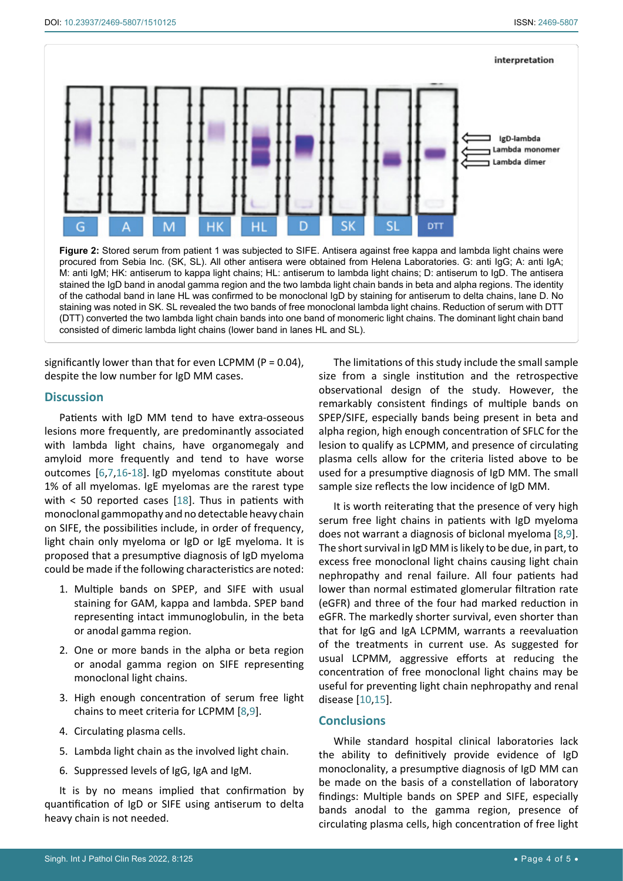**Figure 2:** Stored serum from patient 1 was subjected to SIFE. Antisera against free kappa and lambda light chains were procured from Sebia Inc. (SK, SL). All other antisera were obtained from Helena Laboratories. G: anti IgG; A: anti IgA; M: anti IgM; HK: antiserum to kappa light chains; HL: antiserum to lambda light chains; D: antiserum to IgD. The antisera stained the IgD band in anodal gamma region and the two lambda light chain bands in beta and alpha regions. The identity of the cathodal band in lane HL was confirmed to be monoclonal IgD by staining for antiserum to delta chains, lane D. No staining was noted in SK. SL revealed the two bands of free monoclonal lambda light chains. Reduction of serum with DTT (DTT) converted the two lambda light chain bands into one band of monomeric light chains. The dominant light chain band consisted of dimeric lambda light chains (lower band in lanes HL and SL).

significantly lower than that for even LCPMM (P = 0.04), despite the low number for IgD MM cases.

## Discussion

Patients with IgD MM tend to have extra-osseous lesions more frequently, are predominantly associated with lambda light chains, have organomegaly and amyloid more frequently and tend to have worse outcomes [6,7,16-18]. IgD myelomas constitute about 1% of all myelomas. IgE myelomas are the rarest type with < 50 reported cases [18]. Thus in patients with monoclonal gammopathy and no detectable heavy chain on SIFE, the possibilities include, in order of frequency, light chain only myeloma or IgD or IgE myeloma. It is proposed that a presumptive diagnosis of IgD myeloma could be made if the following characteristics are noted:

1. Multiple bands on SPEP, and SIFE with usual staining for GAM, kappa and lambda. SPEP band representing intact immunoglobulin, in the beta or anodal gamma region.
2. One or more bands in the alpha or beta region or anodal gamma region on SIFE representing monoclonal light chains.
3. High enough concentration of serum free light chains to meet criteria for LCPMM [8,9].
4. Circulating plasma cells.
5. Lambda light chain as the involved light chain.
6. Suppressed levels of IgG, IgA and IgM.

It is by no means implied that confirmation by quantification of IgD or SIFE using antiserum to delta heavy chain is not needed.

The limitations of this study include the small sample size from a single institution and the retrospective observational design of the study. However, the remarkably consistent findings of multiple bands on SPEP/SIFE, especially bands being present in beta and alpha region, high enough concentration of SFLC for the lesion to qualify as LCPMM, and presence of circulating plasma cells allow for the criteria listed above to be used for a presumptive diagnosis of IgD MM. The small sample size reflects the low incidence of IgD MM.

It is worth reiterating that the presence of very high serum free light chains in patients with IgD myeloma does not warrant a diagnosis of biclonal myeloma [8,9]. The short survival in IgD MM is likely to be due, in part, to excess free monoclonal light chains causing light chain nephropathy and renal failure. All four patients had lower than normal estimated glomerular filtration rate (eGFR) and three of the four had marked reduction in eGFR. The markedly shorter survival, even shorter than that for IgG and IgA LCPMM, warrants a reevaluation of the treatments in current use. As suggested for usual LCPMM, aggressive efforts at reducing the concentration of free monoclonal light chains may be useful for preventing light chain nephropathy and renal disease [10,15].

## Conclusions

While standard hospital clinical laboratories lack the ability to definitively provide evidence of IgD monoclonality, a presumptive diagnosis of IgD MM can be made on the basis of a constellation of laboratory findings: Multiple bands on SPEP and SIFE, especially bands anodal to the gamma region, presence of circulating plasma cells, high concentration of free light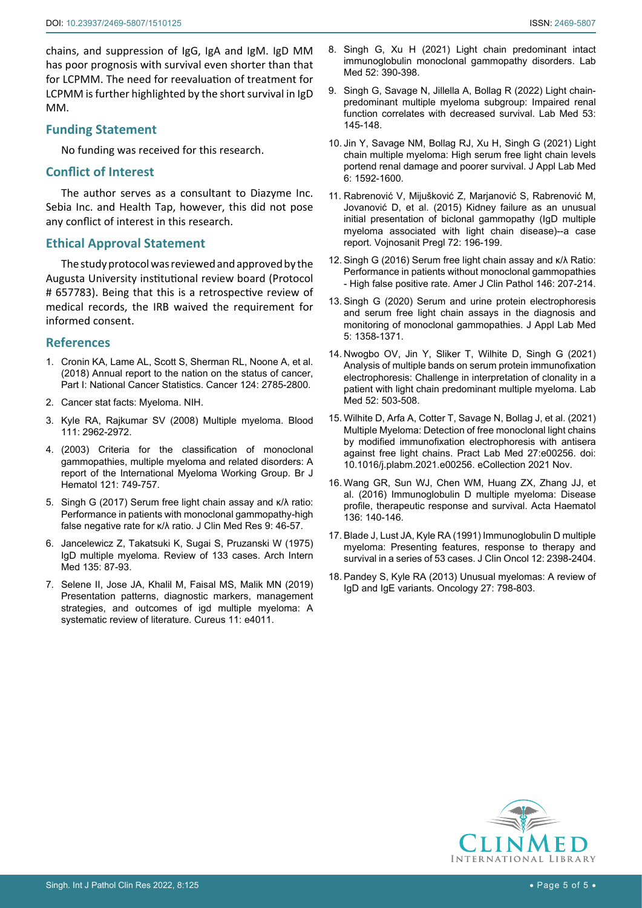chains, and suppression of IgG, IgA and IgM. IgD MM has poor prognosis with survival even shorter than that for LCPMM. The need for reevaluation of treatment for LCPMM is further highlighted by the short survival in IgD MM.

## Funding Statement

No funding was received for this research.

## Conflict of Interest

The author serves as a consultant to Diazyme Inc. Sebia Inc. and Health Tap, however, this did not pose any conflict of interest in this research.

## Ethical Approval Statement

The study protocol was reviewed and approved by the Augusta University institutional review board (Protocol # 657783). Being that this is a retrospective review of medical records, the IRB waived the requirement for informed consent.

## References

1. Cronin KA, Lame AL, Scott S, Sherman RL, Noone A, et al. (2018) Annual report to the nation on the status of cancer, Part I: National Cancer Statistics. Cancer 124: 2785-2800.
2. Cancer stat facts: Myeloma. NIH.
3. Kyle RA, Rajkumar SV (2008) Multiple myeloma. Blood 111: 2962-2972.
4. (2003) Criteria for the classification of monoclonal gammopathies, multiple myeloma and related disorders: A report of the International Myeloma Working Group. Br J Hematol 121: 749-757.
5. Singh G (2017) Serum free light chain assay and κ/λ ratio: Performance in patients with monoclonal gammopathy-high false negative rate for κ/λ ratio. J Clin Med Res 9: 46-57.
6. Jancelewicz Z, Takatsuki K, Sugai S, Pruzanski W (1975) IgD multiple myeloma. Review of 133 cases. Arch Intern Med 135: 87-93.
7. Selene II, Jose JA, Khalil M, Faisal MS, Malik MN (2019) Presentation patterns, diagnostic markers, management strategies, and outcomes of igd multiple myeloma: A systematic review of literature. Cureus 11: e4011.
8. Singh G, Xu H (2021) Light chain predominant intact immunoglobulin monoclonal gammopathy disorders. Lab Med 52: 390-398.
9. Singh G, Savage N, Jillella A, Bollag R (2022) Light chain-predominant multiple myeloma subgroup: Impaired renal function correlates with decreased survival. Lab Med 53: 145-148.
10. Jin Y, Savage NM, Bollag RJ, Xu H, Singh G (2021) Light chain multiple myeloma: High serum free light chain levels portend renal damage and poorer survival. J Appl Lab Med 6: 1592-1600.
11. Rabrenović V, Mijušković Z, Marjanović S, Rabrenović M, Jovanović D, et al. (2015) Kidney failure as an unusual initial presentation of biclonal gammopathy (IgD multiple myeloma associated with light chain disease)--a case report. Vojnosanit Pregl 72: 196-199.
12. Singh G (2016) Serum free light chain assay and κ/λ Ratio: Performance in patients without monoclonal gammopathies - High false positive rate. Amer J Clin Pathol 146: 207-214.
13. Singh G (2020) Serum and urine protein electrophoresis and serum free light chain assays in the diagnosis and monitoring of monoclonal gammopathies. J Appl Lab Med 5: 1358-1371.
14. Nwogbo OV, Jin Y, Sliker T, Wilhite D, Singh G (2021) Analysis of multiple bands on serum protein immunofixation electrophoresis: Challenge in interpretation of clonality in a patient with light chain predominant multiple myeloma. Lab Med 52: 503-508.
15. Wilhite D, Arfa A, Cotter T, Savage N, Bollag J, et al. (2021) Multiple Myeloma: Detection of free monoclonal light chains by modified immunofixation electrophoresis with antisera against free light chains. Pract Lab Med 27:e00256. doi: 10.1016/j.plabm.2021.e00256. eCollection 2021 Nov.
16. Wang GR, Sun WJ, Chen WM, Huang ZX, Zhang JJ, et al. (2016) Immunoglobulin D multiple myeloma: Disease profile, therapeutic response and survival. Acta Haematol 136: 140-146.
17. Blade J, Lust JA, Kyle RA (1991) Immunoglobulin D multiple myeloma: Presenting features, response to therapy and survival in a series of 53 cases. J Clin Oncol 12: 2398-2404.
18. Pandey S, Kyle RA (2013) Unusual myelomas: A review of IgD and IgE variants. Oncology 27: 798-803.